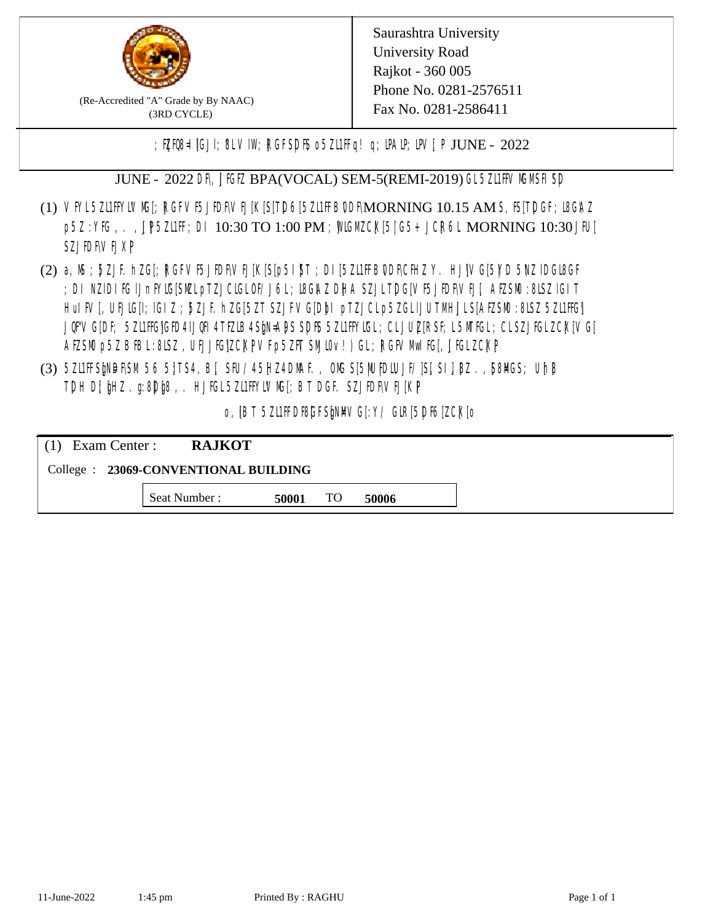Saurashtra University
University Road
Rajkot - 360 005
Phone No. 0281-2576511
Fax No. 0281-2586411

(Re-Accredited "A" Grade by By NAAC)
(3RD CYCLE)

; F{FQ8=I[G]I; 8LV IW; ]RGFSDF5 o5ZL1FFq! q; LPALP; LPV [P JUNE - 2022

JUNE - 2022 DF\ JFGFZ BPA(VOCAL) SEM-5(REMI-2019) GL 5ZL1FFV MGMSFI 5D

(1) VFYL5ZL1FFYLV MG[; ]RGFV F5JFDF\V FJ[K[S[TD 6[5ZL1FFB0DF\MORNING 10.15 AM S, F5[TDGF; L8G\A Z p5Z :YFG , . , J]P 5ZL1FF; DI 10:30 TO 1:00 PM ; ]VLGMZCK[5|G5+ JCR6L MORNING 10:30 JFU[ SZJFDF\V FJXP

(2) a, MS ; ]5ZJF. hZG[; ]RGFV F5 JFDF\V FJ[K[S[p5 I ]5T ; DI [5ZL1FFB0DF\CFHZ Y. HJ]\V G[5YD 5 NZ IDGL8GF ; DI NZIDI FG IJnFYLG[SMZL pTZJCLGLOF/ J6L; L8G\A Z DHA SZJLTDG[V F5JFDF\V FJ[ AFZSM0 :8LSZ IGI T HuI FV [, UFJLG[I; IGI Z ; ]5ZJF. hZG[5ZT SZJFV G[D]bI pTZJCLp5ZGLIJU TMHJLS[AFZSM0 :8LSZ 5ZL1FFG] JQF"V G[DF; 5ZL1FFG]GFD4 IJQFI 4 TFZLB 4 S]N=APS SDF5 5ZL1FFYLGL; CLJU[RSF; L5 MTFGL; CLSZJFGLZCK[V G[ AFZSM0 p5Z B FBL :8LSZ , UFJJFG]ZCK[PV Fp5ZFT SMJL v! )GL; ]RGFV MwI FG[, JFGLZCK[P

(3) 5ZL1FFS]N=DF\SM 56 5]TS4, B[SFU/ 45|HZ4 DMA F. , OMG S[5MU FDLUJF/ ]S[SI] ]BZ . , 5]8MGS; UhB TDH D[]GHZ . g:8D]g8 , . HJFGL 5ZL1FFYLV MG[; B T DGF. SZJFDF\V FJ[K[P

o, [B T 5ZL1FF DF8[GFS]N=V G[:Y/ GLR[5DF6[ZCK[o

| (1) Exam Center : | RAJKOT |
|---|---|
| College : | 23069-CONVENTIONAL BUILDING |
| Seat Number : | 50001 TO 50006 |

11-June-2022 1:45 pm Printed By : RAGHU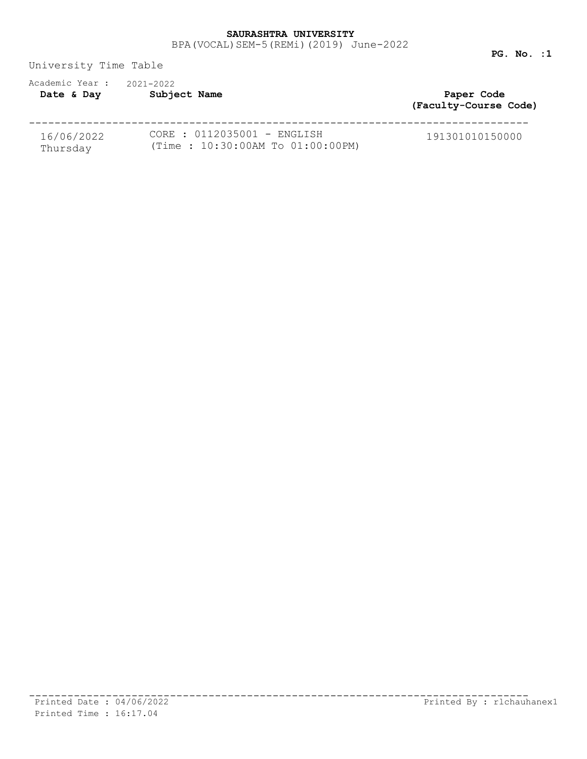**SAURASHTRA UNIVERSITY**

BPA(VOCAL)SEM-5(REMi)(2019) June-2022

University Time Table

Academic Year : 2021-2022

| Date & Day | Subject Name | Paper Code (Faculty-Course Code) |
|---|---|---|
| 16/06/2022 Thursday | CORE : 0112035001 - ENGLISH (Time : 10:30:00AM To 01:00:00PM) | 191301010150000 |

Printed Date : 04/06/2022

Printed Time : 16:17.04

Printed By : rlchauhanex1